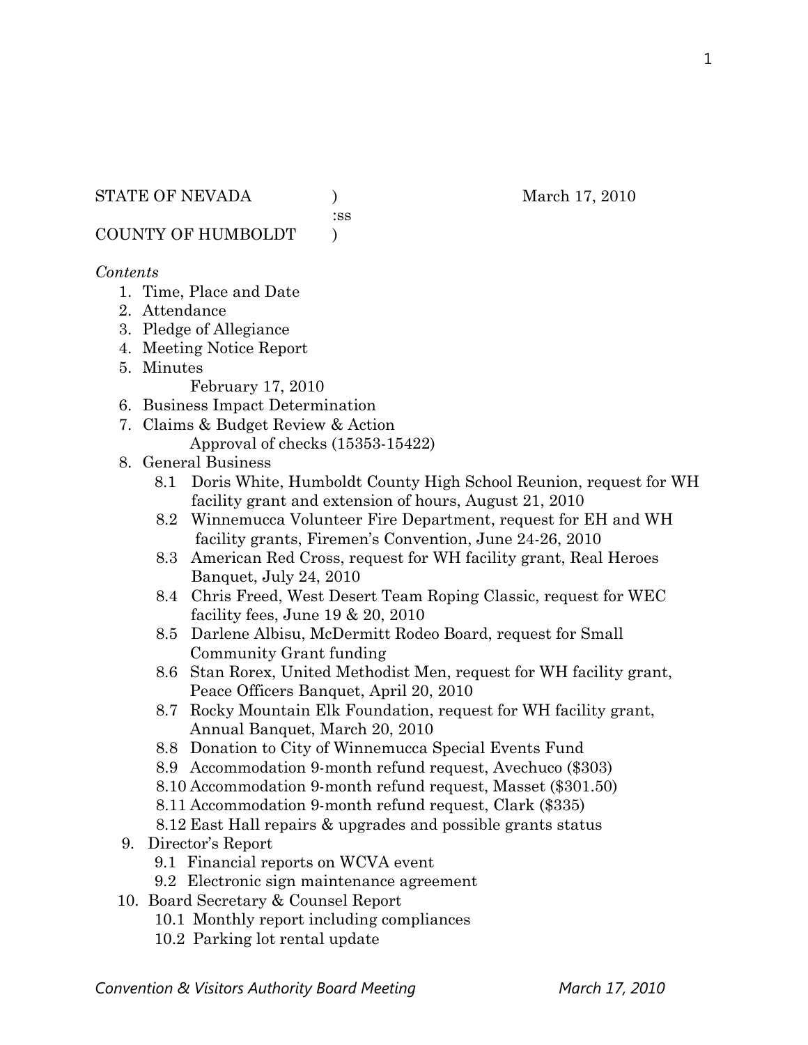STATE OF NEVADA ) March 17, 2010
:ss
COUNTY OF HUMBOLDT )

*Contents*

1. Time, Place and Date
2. Attendance
3. Pledge of Allegiance
4. Meeting Notice Report
5. Minutes
   February 17, 2010
6. Business Impact Determination
7. Claims & Budget Review & Action
   Approval of checks (15353-15422)
8. General Business
   - 8.1 Doris White, Humboldt County High School Reunion, request for WH facility grant and extension of hours, August 21, 2010
   - 8.2 Winnemucca Volunteer Fire Department, request for EH and WH facility grants, Firemen's Convention, June 24-26, 2010
   - 8.3 American Red Cross, request for WH facility grant, Real Heroes Banquet, July 24, 2010
   - 8.4 Chris Freed, West Desert Team Roping Classic, request for WEC facility fees, June 19 & 20, 2010
   - 8.5 Darlene Albisu, McDermitt Rodeo Board, request for Small Community Grant funding
   - 8.6 Stan Rorex, United Methodist Men, request for WH facility grant, Peace Officers Banquet, April 20, 2010
   - 8.7 Rocky Mountain Elk Foundation, request for WH facility grant, Annual Banquet, March 20, 2010
   - 8.8 Donation to City of Winnemucca Special Events Fund
   - 8.9 Accommodation 9-month refund request, Avechuco ($303)
   - 8.10 Accommodation 9-month refund request, Masset ($301.50)
   - 8.11 Accommodation 9-month refund request, Clark ($335)
   - 8.12 East Hall repairs & upgrades and possible grants status
9. Director's Report
   - 9.1 Financial reports on WCVA event
   - 9.2 Electronic sign maintenance agreement
10. Board Secretary & Counsel Report
    - 10.1 Monthly report including compliances
    - 10.2 Parking lot rental update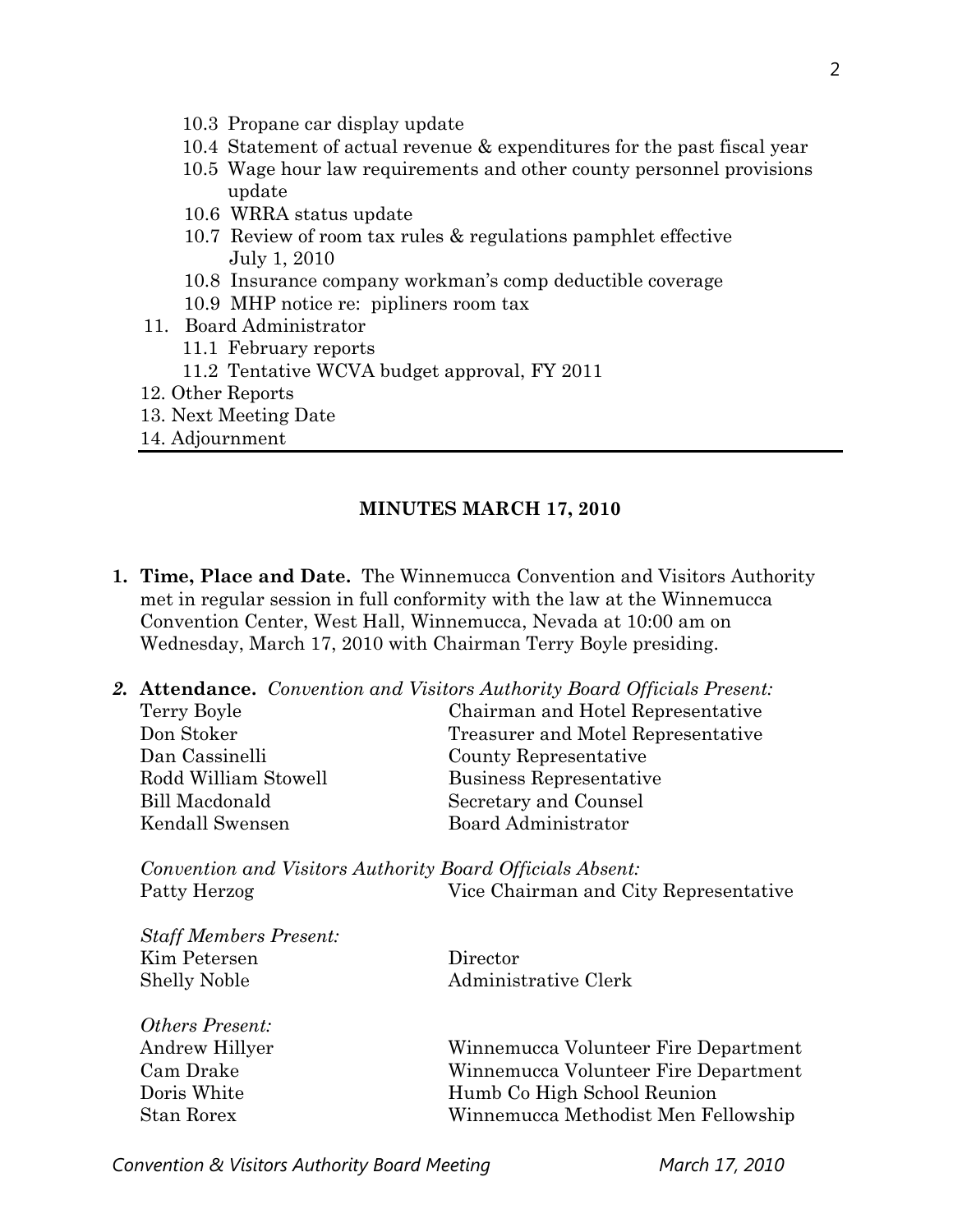10.3 Propane car display update
10.4 Statement of actual revenue & expenditures for the past fiscal year
10.5 Wage hour law requirements and other county personnel provisions update
10.6 WRRA status update
10.7 Review of room tax rules & regulations pamphlet effective July 1, 2010
10.8 Insurance company workman's comp deductible coverage
10.9 MHP notice re: pipliners room tax

11. Board Administrator
    11.1 February reports
    11.2 Tentative WCVA budget approval, FY 2011
12. Other Reports
13. Next Meeting Date
14. Adjournment

---

## MINUTES MARCH 17, 2010

1. **Time, Place and Date.** The Winnemucca Convention and Visitors Authority met in regular session in full conformity with the law at the Winnemucca Convention Center, West Hall, Winnemucca, Nevada at 10:00 am on Wednesday, March 17, 2010 with Chairman Terry Boyle presiding.

2. **Attendance.** *Convention and Visitors Authority Board Officials Present:*

| | |
|---|---|
| Terry Boyle | Chairman and Hotel Representative |
| Don Stoker | Treasurer and Motel Representative |
| Dan Cassinelli | County Representative |
| Rodd William Stowell | Business Representative |
| Bill Macdonald | Secretary and Counsel |
| Kendall Swensen | Board Administrator |

*Convention and Visitors Authority Board Officials Absent:*

| | |
|---|---|
| Patty Herzog | Vice Chairman and City Representative |

*Staff Members Present:*

| | |
|---|---|
| Kim Petersen | Director |
| Shelly Noble | Administrative Clerk |

*Others Present:*

| | |
|---|---|
| Andrew Hillyer | Winnemucca Volunteer Fire Department |
| Cam Drake | Winnemucca Volunteer Fire Department |
| Doris White | Humb Co High School Reunion |
| Stan Rorex | Winnemucca Methodist Men Fellowship |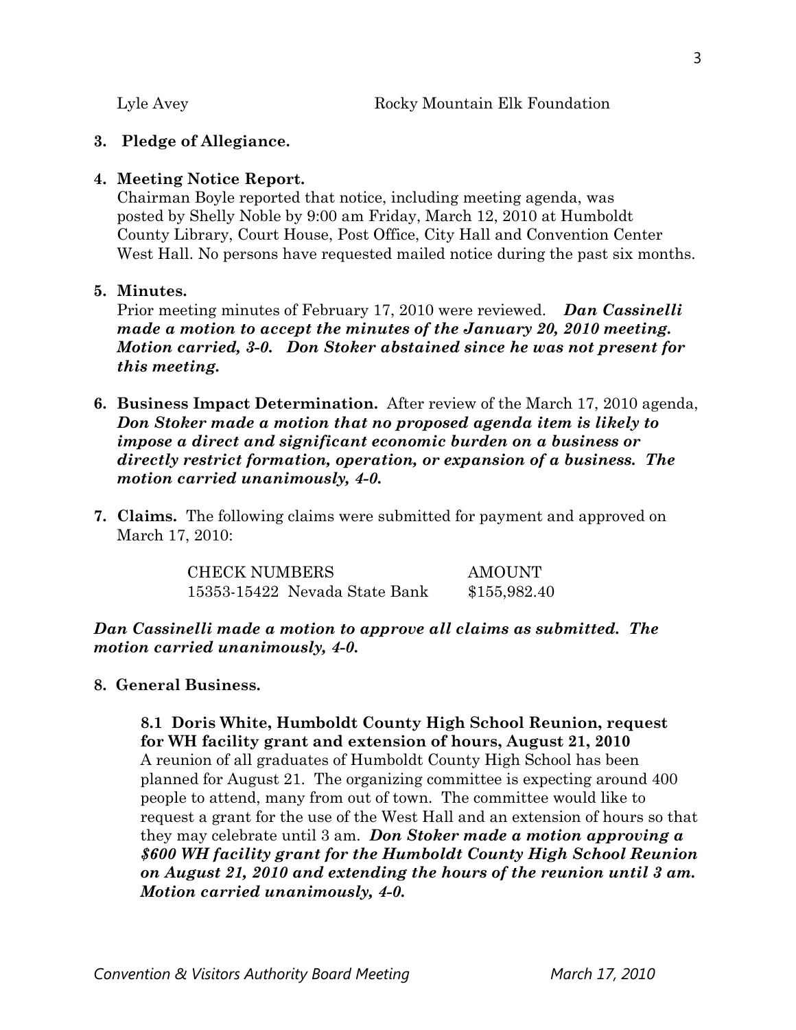Lyle Avey Rocky Mountain Elk Foundation

**3. Pledge of Allegiance.**

**4. Meeting Notice Report.**
Chairman Boyle reported that notice, including meeting agenda, was posted by Shelly Noble by 9:00 am Friday, March 12, 2010 at Humboldt County Library, Court House, Post Office, City Hall and Convention Center West Hall. No persons have requested mailed notice during the past six months.

**5. Minutes.**
Prior meeting minutes of February 17, 2010 were reviewed. ***Dan Cassinelli made a motion to accept the minutes of the January 20, 2010 meeting. Motion carried, 3-0. Don Stoker abstained since he was not present for this meeting.***

**6. Business Impact Determination.** After review of the March 17, 2010 agenda, ***Don Stoker made a motion that no proposed agenda item is likely to impose a direct and significant economic burden on a business or directly restrict formation, operation, or expansion of a business. The motion carried unanimously, 4-0.***

**7. Claims.** The following claims were submitted for payment and approved on March 17, 2010:

| CHECK NUMBERS | AMOUNT |
|---|---|
| 15353-15422 Nevada State Bank | $155,982.40 |

***Dan Cassinelli made a motion to approve all claims as submitted. The motion carried unanimously, 4-0.***

**8. General Business.**

**8.1 Doris White, Humboldt County High School Reunion, request for WH facility grant and extension of hours, August 21, 2010**
A reunion of all graduates of Humboldt County High School has been planned for August 21. The organizing committee is expecting around 400 people to attend, many from out of town. The committee would like to request a grant for the use of the West Hall and an extension of hours so that they may celebrate until 3 am. ***Don Stoker made a motion approving a $600 WH facility grant for the Humboldt County High School Reunion on August 21, 2010 and extending the hours of the reunion until 3 am. Motion carried unanimously, 4-0.***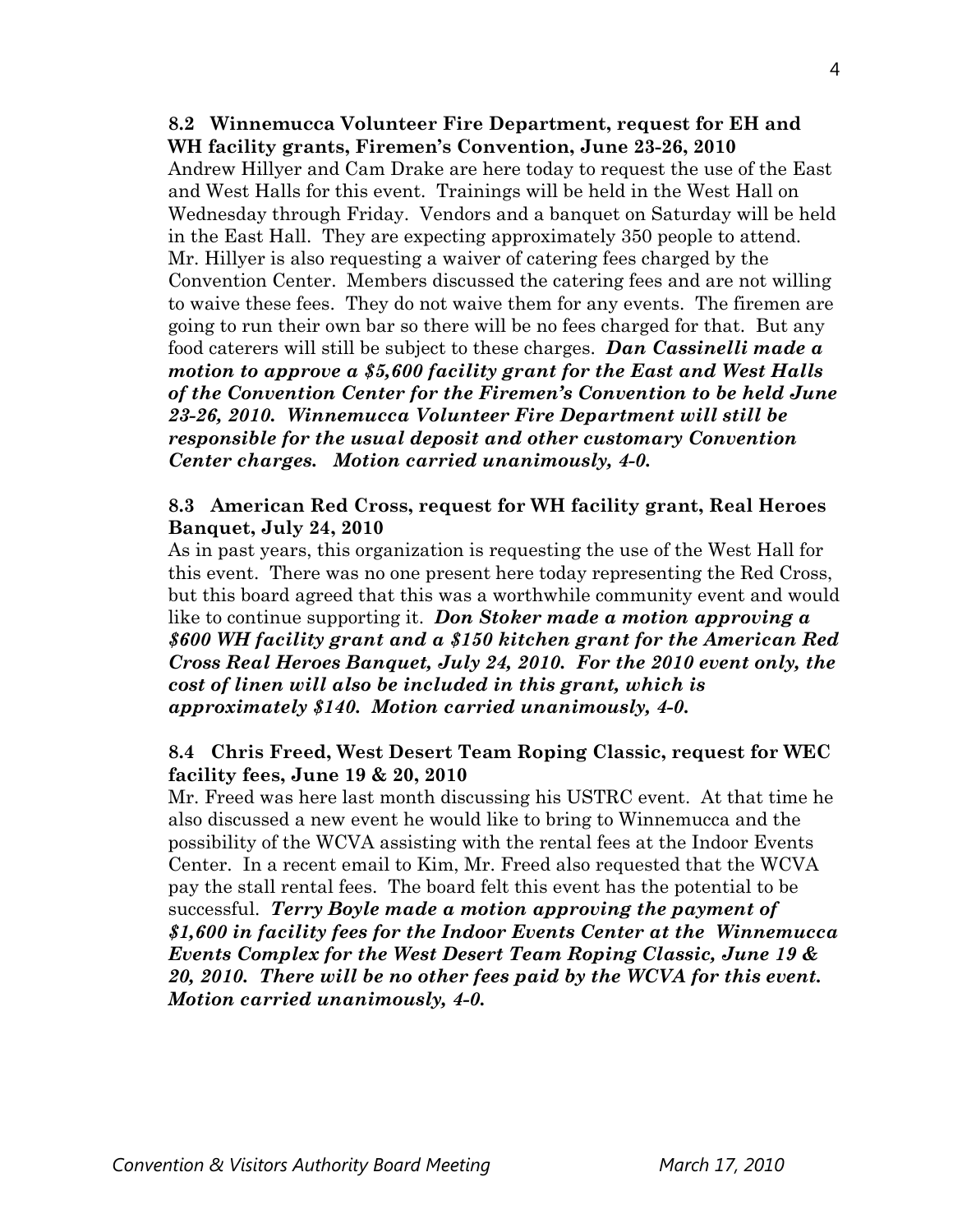**8.2 Winnemucca Volunteer Fire Department, request for EH and WH facility grants, Firemen's Convention, June 23-26, 2010**

Andrew Hillyer and Cam Drake are here today to request the use of the East and West Halls for this event. Trainings will be held in the West Hall on Wednesday through Friday. Vendors and a banquet on Saturday will be held in the East Hall. They are expecting approximately 350 people to attend. Mr. Hillyer is also requesting a waiver of catering fees charged by the Convention Center. Members discussed the catering fees and are not willing to waive these fees. They do not waive them for any events. The firemen are going to run their own bar so there will be no fees charged for that. But any food caterers will still be subject to these charges. ***Dan Cassinelli made a motion to approve a $5,600 facility grant for the East and West Halls of the Convention Center for the Firemen's Convention to be held June 23-26, 2010. Winnemucca Volunteer Fire Department will still be responsible for the usual deposit and other customary Convention Center charges. Motion carried unanimously, 4-0.***

**8.3 American Red Cross, request for WH facility grant, Real Heroes Banquet, July 24, 2010**

As in past years, this organization is requesting the use of the West Hall for this event. There was no one present here today representing the Red Cross, but this board agreed that this was a worthwhile community event and would like to continue supporting it. ***Don Stoker made a motion approving a $600 WH facility grant and a $150 kitchen grant for the American Red Cross Real Heroes Banquet, July 24, 2010. For the 2010 event only, the cost of linen will also be included in this grant, which is approximately $140. Motion carried unanimously, 4-0.***

**8.4 Chris Freed, West Desert Team Roping Classic, request for WEC facility fees, June 19 & 20, 2010**

Mr. Freed was here last month discussing his USTRC event. At that time he also discussed a new event he would like to bring to Winnemucca and the possibility of the WCVA assisting with the rental fees at the Indoor Events Center. In a recent email to Kim, Mr. Freed also requested that the WCVA pay the stall rental fees. The board felt this event has the potential to be successful. ***Terry Boyle made a motion approving the payment of $1,600 in facility fees for the Indoor Events Center at the Winnemucca Events Complex for the West Desert Team Roping Classic, June 19 & 20, 2010. There will be no other fees paid by the WCVA for this event. Motion carried unanimously, 4-0.***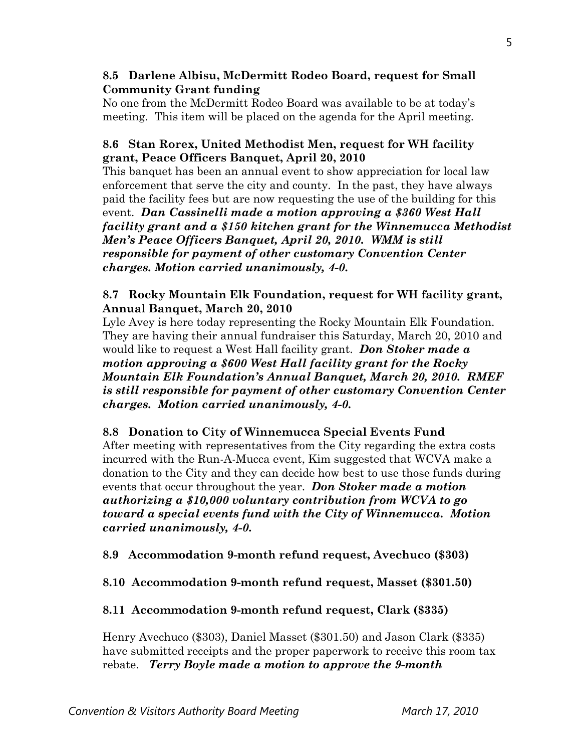**8.5 Darlene Albisu, McDermitt Rodeo Board, request for Small Community Grant funding**

No one from the McDermitt Rodeo Board was available to be at today's meeting. This item will be placed on the agenda for the April meeting.

**8.6 Stan Rorex, United Methodist Men, request for WH facility grant, Peace Officers Banquet, April 20, 2010**

This banquet has been an annual event to show appreciation for local law enforcement that serve the city and county. In the past, they have always paid the facility fees but are now requesting the use of the building for this event. ***Dan Cassinelli made a motion approving a $360 West Hall facility grant and a $150 kitchen grant for the Winnemucca Methodist Men's Peace Officers Banquet, April 20, 2010. WMM is still responsible for payment of other customary Convention Center charges. Motion carried unanimously, 4-0.***

**8.7 Rocky Mountain Elk Foundation, request for WH facility grant, Annual Banquet, March 20, 2010**

Lyle Avey is here today representing the Rocky Mountain Elk Foundation. They are having their annual fundraiser this Saturday, March 20, 2010 and would like to request a West Hall facility grant. ***Don Stoker made a motion approving a $600 West Hall facility grant for the Rocky Mountain Elk Foundation's Annual Banquet, March 20, 2010. RMEF is still responsible for payment of other customary Convention Center charges. Motion carried unanimously, 4-0.***

**8.8 Donation to City of Winnemucca Special Events Fund**

After meeting with representatives from the City regarding the extra costs incurred with the Run-A-Mucca event, Kim suggested that WCVA make a donation to the City and they can decide how best to use those funds during events that occur throughout the year. ***Don Stoker made a motion authorizing a $10,000 voluntary contribution from WCVA to go toward a special events fund with the City of Winnemucca. Motion carried unanimously, 4-0.***

**8.9 Accommodation 9-month refund request, Avechuco ($303)**

**8.10 Accommodation 9-month refund request, Masset ($301.50)**

**8.11 Accommodation 9-month refund request, Clark ($335)**

Henry Avechuco ($303), Daniel Masset ($301.50) and Jason Clark ($335) have submitted receipts and the proper paperwork to receive this room tax rebate. ***Terry Boyle made a motion to approve the 9-month***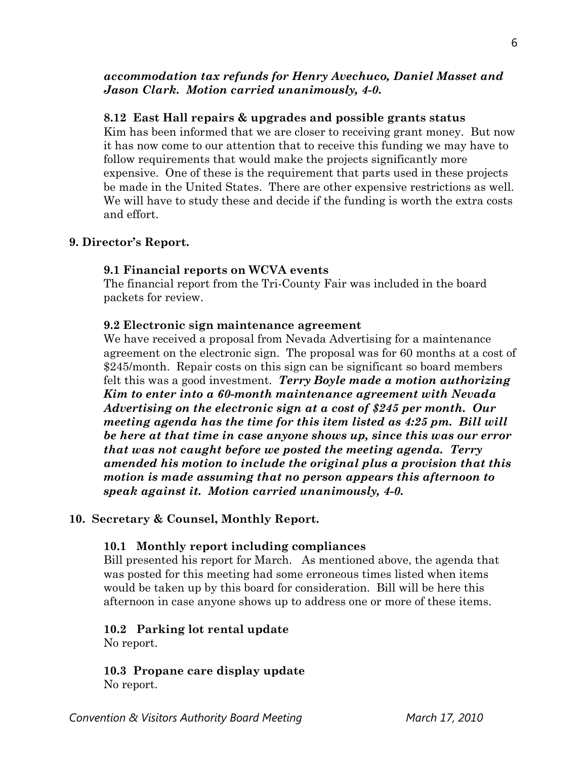***accommodation tax refunds for Henry Avechuco, Daniel Masset and Jason Clark. Motion carried unanimously, 4-0.***

**8.12 East Hall repairs & upgrades and possible grants status**

Kim has been informed that we are closer to receiving grant money. But now it has now come to our attention that to receive this funding we may have to follow requirements that would make the projects significantly more expensive. One of these is the requirement that parts used in these projects be made in the United States. There are other expensive restrictions as well. We will have to study these and decide if the funding is worth the extra costs and effort.

## 9. Director's Report.

**9.1 Financial reports on WCVA events**

The financial report from the Tri-County Fair was included in the board packets for review.

**9.2 Electronic sign maintenance agreement**

We have received a proposal from Nevada Advertising for a maintenance agreement on the electronic sign. The proposal was for 60 months at a cost of $245/month. Repair costs on this sign can be significant so board members felt this was a good investment. ***Terry Boyle made a motion authorizing Kim to enter into a 60-month maintenance agreement with Nevada Advertising on the electronic sign at a cost of $245 per month. Our meeting agenda has the time for this item listed as 4:25 pm. Bill will be here at that time in case anyone shows up, since this was our error that was not caught before we posted the meeting agenda. Terry amended his motion to include the original plus a provision that this motion is made assuming that no person appears this afternoon to speak against it. Motion carried unanimously, 4-0.***

## 10. Secretary & Counsel, Monthly Report.

**10.1 Monthly report including compliances**

Bill presented his report for March. As mentioned above, the agenda that was posted for this meeting had some erroneous times listed when items would be taken up by this board for consideration. Bill will be here this afternoon in case anyone shows up to address one or more of these items.

**10.2 Parking lot rental update**

No report.

**10.3 Propane care display update**

No report.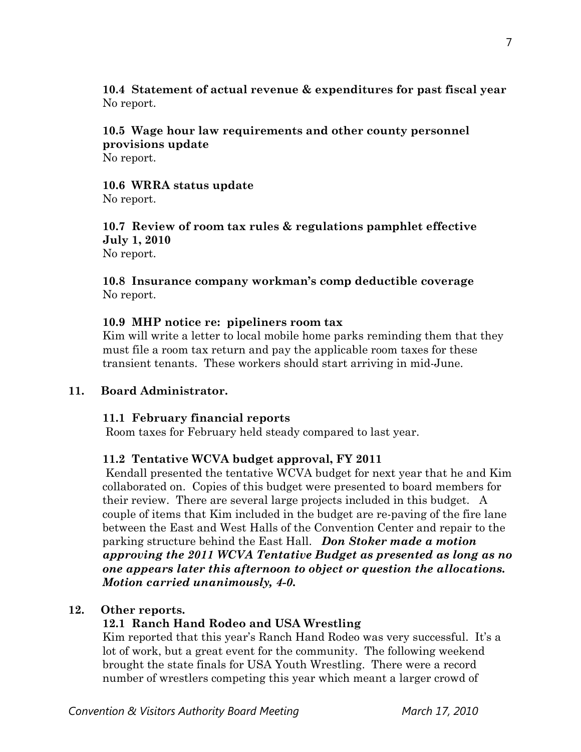**10.4 Statement of actual revenue & expenditures for past fiscal year**
No report.

**10.5 Wage hour law requirements and other county personnel provisions update**
No report.

**10.6 WRRA status update**
No report.

**10.7 Review of room tax rules & regulations pamphlet effective July 1, 2010**
No report.

**10.8 Insurance company workman's comp deductible coverage**
No report.

**10.9 MHP notice re: pipeliners room tax**
Kim will write a letter to local mobile home parks reminding them that they must file a room tax return and pay the applicable room taxes for these transient tenants. These workers should start arriving in mid-June.

**11. Board Administrator.**

**11.1 February financial reports**
Room taxes for February held steady compared to last year.

**11.2 Tentative WCVA budget approval, FY 2011**
Kendall presented the tentative WCVA budget for next year that he and Kim collaborated on. Copies of this budget were presented to board members for their review. There are several large projects included in this budget. A couple of items that Kim included in the budget are re-paving of the fire lane between the East and West Halls of the Convention Center and repair to the parking structure behind the East Hall. ***Don Stoker made a motion approving the 2011 WCVA Tentative Budget as presented as long as no one appears later this afternoon to object or question the allocations. Motion carried unanimously, 4-0.***

**12. Other reports.**

**12.1 Ranch Hand Rodeo and USA Wrestling**
Kim reported that this year's Ranch Hand Rodeo was very successful. It's a lot of work, but a great event for the community. The following weekend brought the state finals for USA Youth Wrestling. There were a record number of wrestlers competing this year which meant a larger crowd of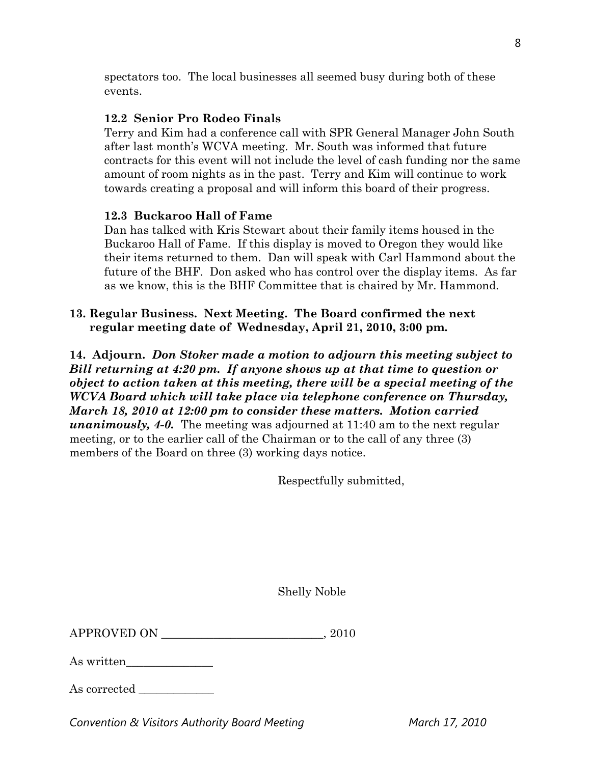spectators too. The local businesses all seemed busy during both of these events.

### 12.2 Senior Pro Rodeo Finals

Terry and Kim had a conference call with SPR General Manager John South after last month's WCVA meeting. Mr. South was informed that future contracts for this event will not include the level of cash funding nor the same amount of room nights as in the past. Terry and Kim will continue to work towards creating a proposal and will inform this board of their progress.

### 12.3 Buckaroo Hall of Fame

Dan has talked with Kris Stewart about their family items housed in the Buckaroo Hall of Fame. If this display is moved to Oregon they would like their items returned to them. Dan will speak with Carl Hammond about the future of the BHF. Don asked who has control over the display items. As far as we know, this is the BHF Committee that is chaired by Mr. Hammond.

**13. Regular Business. Next Meeting. The Board confirmed the next regular meeting date of Wednesday, April 21, 2010, 3:00 pm.**

**14. Adjourn.** ***Don Stoker made a motion to adjourn this meeting subject to Bill returning at 4:20 pm. If anyone shows up at that time to question or object to action taken at this meeting, there will be a special meeting of the WCVA Board which will take place via telephone conference on Thursday, March 18, 2010 at 12:00 pm to consider these matters. Motion carried unanimously, 4-0.*** The meeting was adjourned at 11:40 am to the next regular meeting, or to the earlier call of the Chairman or to the call of any three (3) members of the Board on three (3) working days notice.

Respectfully submitted,

Shelly Noble

APPROVED ON ____________________________, 2010

As written_______________

As corrected _____________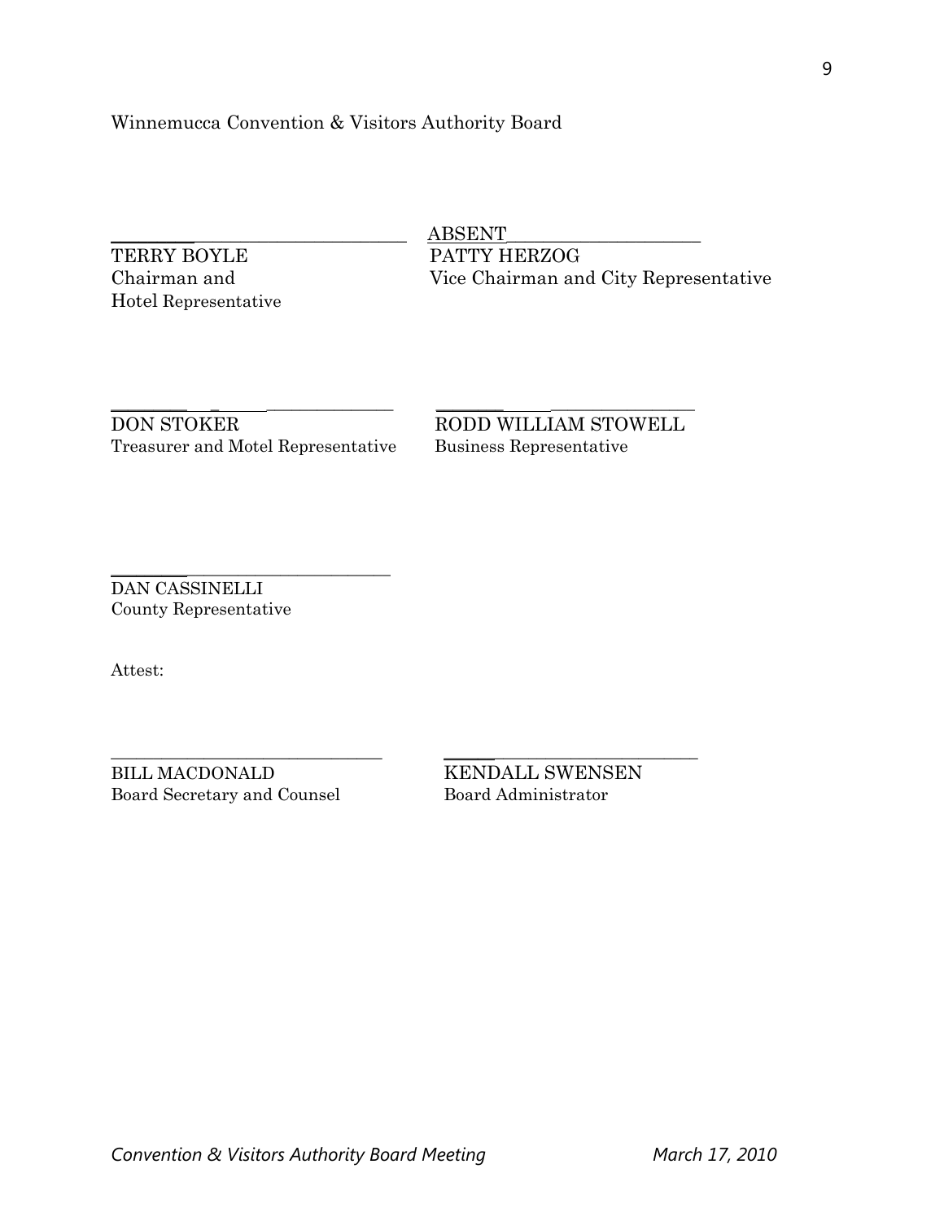Winnemucca Convention & Visitors Authority Board

\_\_\_\_\_\_\_\_\_\_\_\_\_\_\_\_\_\_\_\_\_\_\_\_\_\_\_\_\_\_\_\_
TERRY BOYLE
Chairman and
Hotel Representative

ABSENT\_\_\_\_\_\_\_\_\_\_\_\_\_\_\_\_\_\_\_\_\_\_
PATTY HERZOG
Vice Chairman and City Representative

\_\_\_\_\_\_\_\_\_\_\_\_\_\_\_\_\_\_\_\_\_\_\_\_\_\_\_\_\_\_\_\_
DON STOKER
Treasurer and Motel Representative

\_\_\_\_\_\_\_\_\_\_\_\_\_\_\_\_\_\_\_\_\_\_\_\_\_\_\_\_\_\_\_\_
RODD WILLIAM STOWELL
Business Representative

\_\_\_\_\_\_\_\_\_\_\_\_\_\_\_\_\_\_\_\_\_\_\_\_\_\_\_\_\_\_\_\_
DAN CASSINELLI
County Representative

Attest:

\_\_\_\_\_\_\_\_\_\_\_\_\_\_\_\_\_\_\_\_\_\_\_\_\_\_\_\_\_\_\_\_
BILL MACDONALD
Board Secretary and Counsel

\_\_\_\_\_\_\_\_\_\_\_\_\_\_\_\_\_\_\_\_\_\_\_\_\_\_\_\_\_\_\_\_
KENDALL SWENSEN
Board Administrator